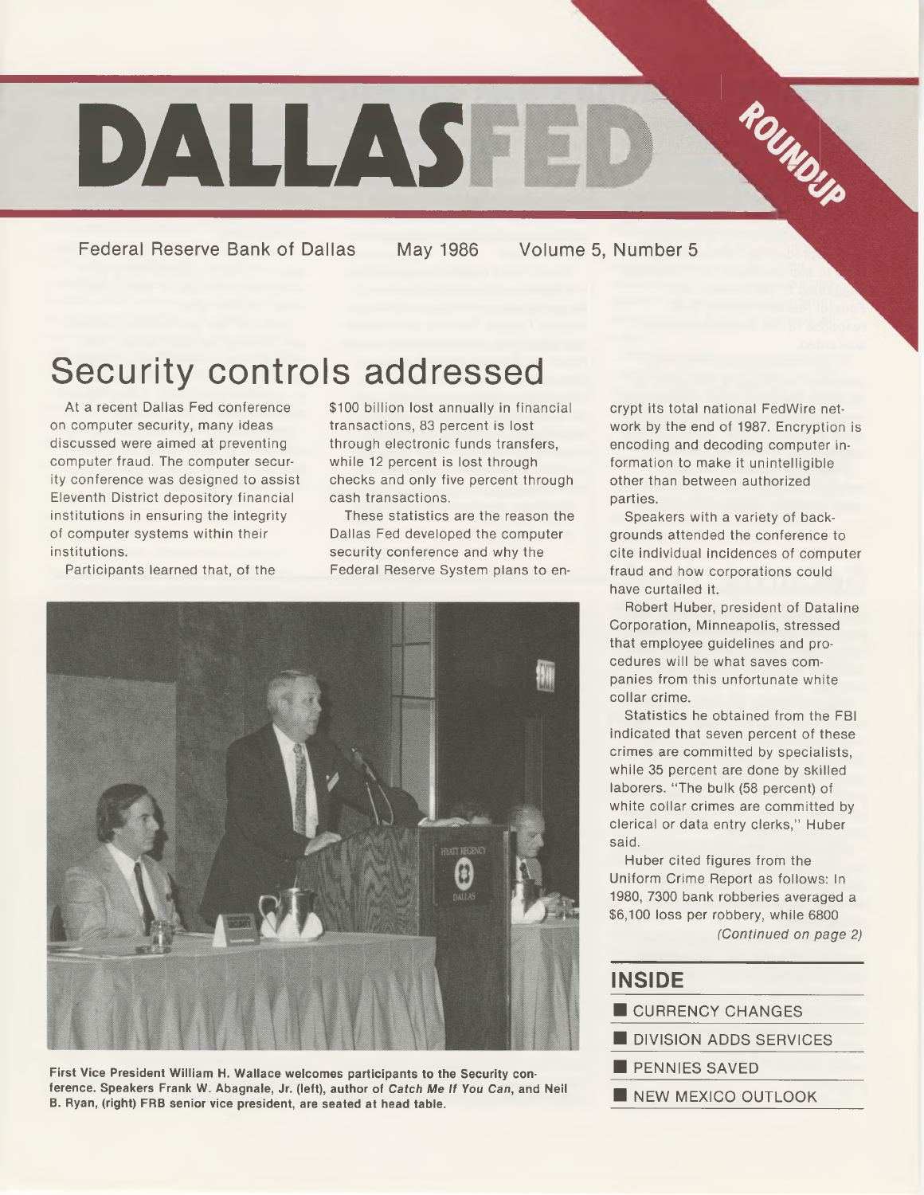# DALLASFED ROUNDUP

Federal Reserve Bank of Dallas May 1986 Volume 5, Number 5

## Security controls addressed

At a recent Dallas Fed conference on computer security, many ideas discussed were aimed at preventing computer fraud. The computer security conference was designed to assist Eleventh District depository financial institutions in ensuring the integrity of computer systems within their institutions.

Participants learned that, of the $100 billion lost annually in financial transactions, 83 percent is lost through electronic funds transfers, while 12 percent is lost through checks and only five percent through cash transactions.

These statistics are the reason the Dallas Fed developed the computer security conference and why the Federal Reserve System plans to encrypt its total national FedWire network by the end of 1987. Encryption is encoding and decoding computer information to make it unintelligible other than between authorized parties.

Speakers with a variety of backgrounds attended the conference to cite individual incidences of computer fraud and how corporations could have curtailed it.

Robert Huber, president of Dataline Corporation, Minneapolis, stressed that employee guidelines and procedures will be what saves companies from this unfortunate white collar crime.

Statistics he obtained from the FBI indicated that seven percent of these crimes are committed by specialists, while 35 percent are done by skilled laborers. "The bulk (58 percent) of white collar crimes are committed by clerical or data entry clerks," Huber said.

Huber cited figures from the Uniform Crime Report as follows: In 1980, 7300 bank robberies averaged a $6,100 loss per robbery, while 6800

*(Continued on page 2)*

**First Vice President William H. Wallace welcomes participants to the Security conference. Speakers Frank W. Abagnale, Jr. (left), author of *Catch Me If You Can*, and Neil B. Ryan, (right) FRB senior vice president, are seated at head table.**

## INSIDE

- CURRENCY CHANGES
- DIVISION ADDS SERVICES
- PENNIES SAVED
- NEW MEXICO OUTLOOK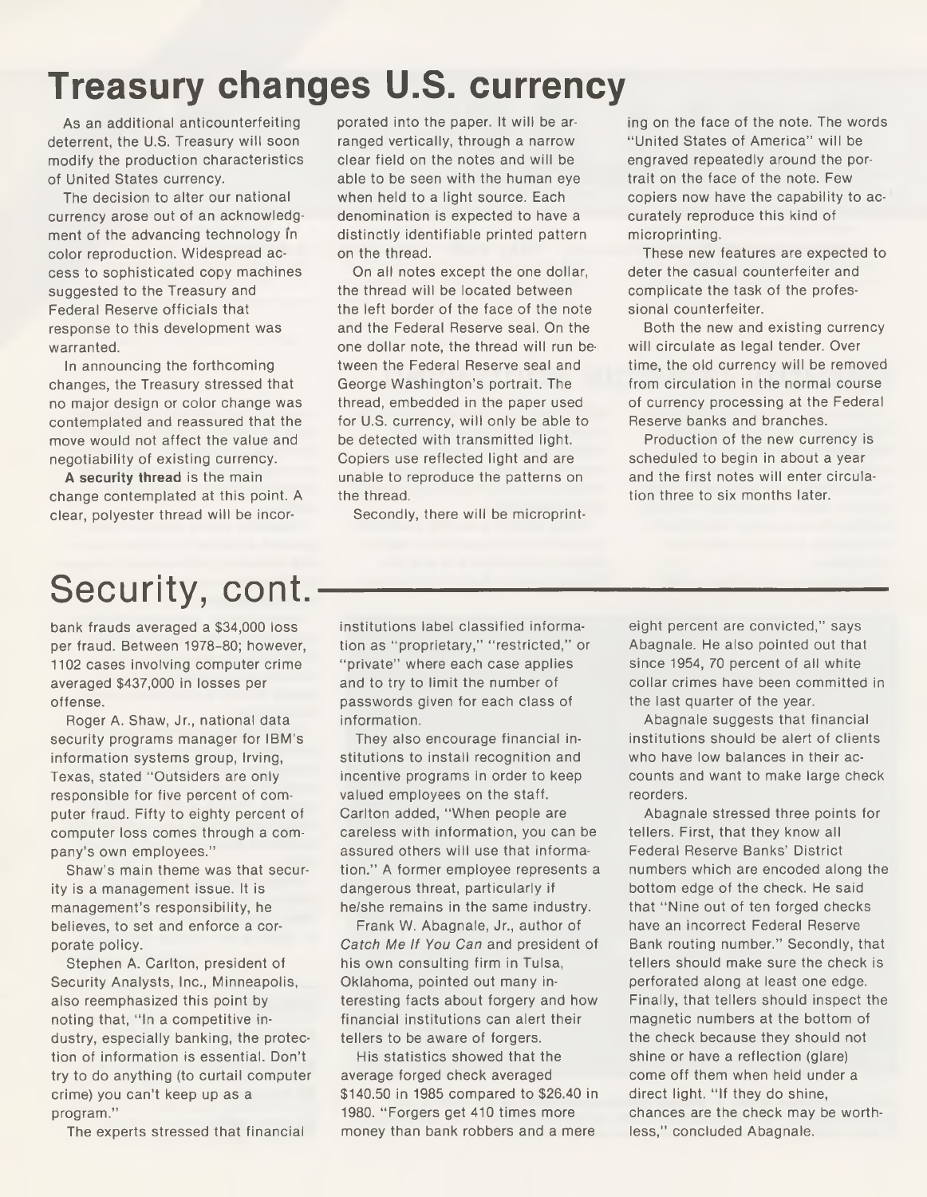# Treasury changes U.S. currency

As an additional anticounterfeiting deterrent, the U.S. Treasury will soon modify the production characteristics of United States currency.

The decision to alter our national currency arose out of an acknowledgment of the advancing technology in color reproduction. Widespread access to sophisticated copy machines suggested to the Treasury and Federal Reserve officials that response to this development was warranted.

In announcing the forthcoming changes, the Treasury stressed that no major design or color change was contemplated and reassured that the move would not affect the value and negotiability of existing currency.

**A security thread** is the main change contemplated at this point. A clear, polyester thread will be incorporated into the paper. It will be arranged vertically, through a narrow clear field on the notes and will be able to be seen with the human eye when held to a light source. Each denomination is expected to have a distinctly identifiable printed pattern on the thread.

On all notes except the one dollar, the thread will be located between the left border of the face of the note and the Federal Reserve seal. On the one dollar note, the thread will run between the Federal Reserve seal and George Washington's portrait. The thread, embedded in the paper used for U.S. currency, will only be able to be detected with transmitted light. Copiers use reflected light and are unable to reproduce the patterns on the thread.

Secondly, there will be microprinting on the face of the note. The words "United States of America" will be engraved repeatedly around the portrait on the face of the note. Few copiers now have the capability to accurately reproduce this kind of microprinting.

These new features are expected to deter the casual counterfeiter and complicate the task of the professional counterfeiter.

Both the new and existing currency will circulate as legal tender. Over time, the old currency will be removed from circulation in the normal course of currency processing at the Federal Reserve banks and branches.

Production of the new currency is scheduled to begin in about a year and the first notes will enter circulation three to six months later.

# Security, cont.

bank frauds averaged a $34,000 loss per fraud. Between 1978–80; however, 1102 cases involving computer crime averaged $437,000 in losses per offense.

Roger A. Shaw, Jr., national data security programs manager for IBM's information systems group, Irving, Texas, stated "Outsiders are only responsible for five percent of computer fraud. Fifty to eighty percent of computer loss comes through a company's own employees."

Shaw's main theme was that security is a management issue. It is management's responsibility, he believes, to set and enforce a corporate policy.

Stephen A. Carlton, president of Security Analysts, Inc., Minneapolis, also reemphasized this point by noting that, "In a competitive industry, especially banking, the protection of information is essential. Don't try to do anything (to curtail computer crime) you can't keep up as a program."

The experts stressed that financial institutions label classified information as "proprietary," "restricted," or "private" where each case applies and to try to limit the number of passwords given for each class of information.

They also encourage financial institutions to install recognition and incentive programs in order to keep valued employees on the staff. Carlton added, "When people are careless with information, you can be assured others will use that information." A former employee represents a dangerous threat, particularly if he/she remains in the same industry.

Frank W. Abagnale, Jr., author of *Catch Me If You Can* and president of his own consulting firm in Tulsa, Oklahoma, pointed out many interesting facts about forgery and how financial institutions can alert their tellers to be aware of forgers.

His statistics showed that the average forged check averaged $140.50 in 1985 compared to $26.40 in 1980. "Forgers get 410 times more money than bank robbers and a mere eight percent are convicted," says Abagnale. He also pointed out that since 1954, 70 percent of all white collar crimes have been committed in the last quarter of the year.

Abagnale suggests that financial institutions should be alert of clients who have low balances in their accounts and want to make large check reorders.

Abagnale stressed three points for tellers. First, that they know all Federal Reserve Banks' District numbers which are encoded along the bottom edge of the check. He said that "Nine out of ten forged checks have an incorrect Federal Reserve Bank routing number." Secondly, that tellers should make sure the check is perforated along at least one edge. Finally, that tellers should inspect the magnetic numbers at the bottom of the check because they should not shine or have a reflection (glare) come off them when held under a direct light. "If they do shine, chances are the check may be worthless," concluded Abagnale.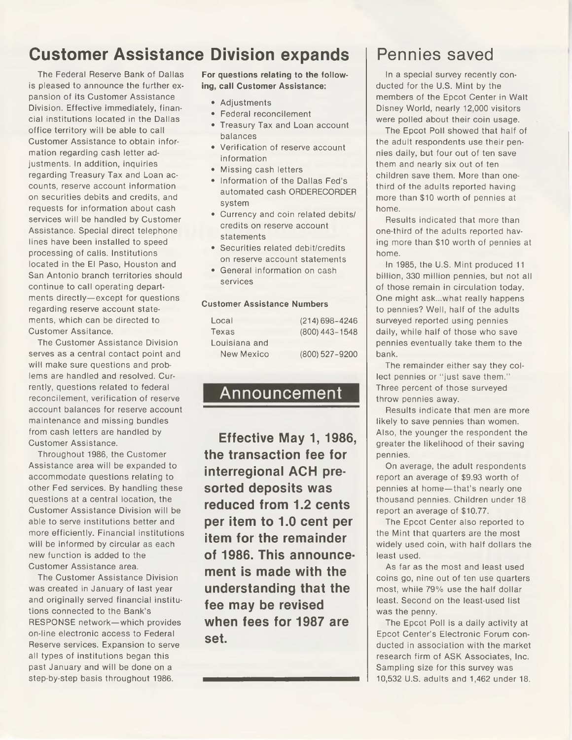## Customer Assistance Division expands

The Federal Reserve Bank of Dallas is pleased to announce the further expansion of its Customer Assistance Division. Effective immediately, financial institutions located in the Dallas office territory will be able to call Customer Assistance to obtain information regarding cash letter adjustments. In addition, inquiries regarding Treasury Tax and Loan accounts, reserve account information on securities debits and credits, and requests for information about cash services will be handled by Customer Assistance. Special direct telephone lines have been installed to speed processing of calls. Institutions located in the El Paso, Houston and San Antonio branch territories should continue to call operating departments directly—except for questions regarding reserve account statements, which can be directed to Customer Assitance.

The Customer Assistance Division serves as a central contact point and will make sure questions and problems are handled and resolved. Currently, questions related to federal reconcilement, verification of reserve account balances for reserve account maintenance and missing bundles from cash letters are handled by Customer Assistance.

Throughout 1986, the Customer Assistance area will be expanded to accommodate questions relating to other Fed services. By handling these questions at a central location, the Customer Assistance Division will be able to serve institutions better and more efficiently. Financial institutions will be informed by circular as each new function is added to the Customer Assistance area.

The Customer Assistance Division was created in January of last year and originally served financial institutions connected to the Bank's RESPONSE network—which provides on-line electronic access to Federal Reserve services. Expansion to serve all types of institutions began this past January and will be done on a step-by-step basis throughout 1986.

**For questions relating to the following, call Customer Assistance:**

- Adjustments
- Federal reconcilement
- Treasury Tax and Loan account balances
- Verification of reserve account information
- Missing cash letters
- Information of the Dallas Fed's automated cash ORDERECORDER system
- Currency and coin related debits/credits on reserve account statements
- Securities related debit/credits on reserve account statements
- General information on cash services

**Customer Assistance Numbers**

| | |
|---|---|
| Local | (214) 698-4246 |
| Texas | (800) 443-1548 |
| Louisiana and New Mexico | (800) 527-9200 |

## Announcement

**Effective May 1, 1986, the transaction fee for interregional ACH presorted deposits was reduced from 1.2 cents per item to 1.0 cent per item for the remainder of 1986. This announcement is made with the understanding that the fee may be revised when fees for 1987 are set.**

## Pennies saved

In a special survey recently conducted for the U.S. Mint by the members of the Epcot Center in Walt Disney World, nearly 12,000 visitors were polled about their coin usage.

The Epcot Poll showed that half of the adult respondents use their pennies daily, but four out of ten save them and nearly six out of ten children save them. More than one-third of the adults reported having more than $10 worth of pennies at home.

Results indicated that more than one-third of the adults reported having more than $10 worth of pennies at home.

In 1985, the U.S. Mint produced 11 billion, 330 million pennies, but not all of those remain in circulation today. One might ask...what really happens to pennies? Well, half of the adults surveyed reported using pennies daily, while half of those who save pennies eventually take them to the bank.

The remainder either say they collect pennies or "just save them." Three percent of those surveyed throw pennies away.

Results indicate that men are more likely to save pennies than women. Also, the younger the respondent the greater the likelihood of their saving pennies.

On average, the adult respondents report an average of $9.93 worth of pennies at home—that's nearly one thousand pennies. Children under 18 report an average of $10.77.

The Epcot Center also reported to the Mint that quarters are the most widely used coin, with half dollars the least used.

As far as the most and least used coins go, nine out of ten use quarters most, while 79% use the half dollar least. Second on the least-used list was the penny.

The Epcot Poll is a daily activity at Epcot Center's Electronic Forum conducted in association with the market research firm of ASK Associates, Inc. Sampling size for this survey was 10,532 U.S. adults and 1,462 under 18.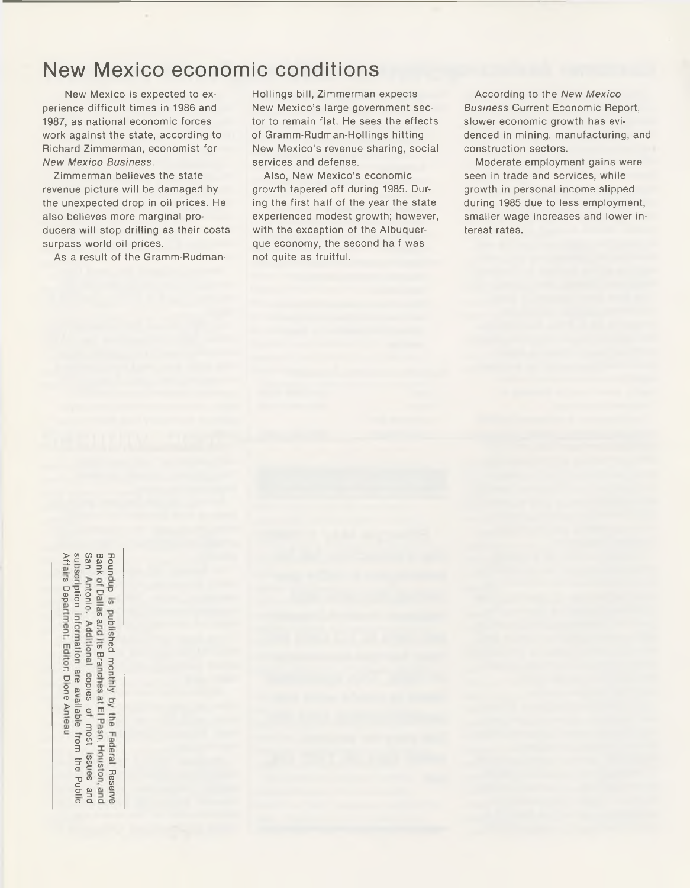# New Mexico economic conditions

New Mexico is expected to experience difficult times in 1986 and 1987, as national economic forces work against the state, according to Richard Zimmerman, economist for *New Mexico Business*.

Zimmerman believes the state revenue picture will be damaged by the unexpected drop in oil prices. He also believes more marginal producers will stop drilling as their costs surpass world oil prices.

As a result of the Gramm-Rudman-Hollings bill, Zimmerman expects New Mexico's large government sector to remain flat. He sees the effects of Gramm-Rudman-Hollings hitting New Mexico's revenue sharing, social services and defense.

Also, New Mexico's economic growth tapered off during 1985. During the first half of the year the state experienced modest growth; however, with the exception of the Albuquerque economy, the second half was not quite as fruitful.

According to the *New Mexico Business* Current Economic Report, slower economic growth has evidenced in mining, manufacturing, and construction sectors.

Moderate employment gains were seen in trade and services, while growth in personal income slipped during 1985 due to less employment, smaller wage increases and lower interest rates.

Roundup is published monthly by the Federal Reserve Bank of Dallas and its Branches at El Paso, Houston, and San Antonio. Additional copies of most issues and subscription information are available from the Public Affairs Department. Editor: Dione Anteau